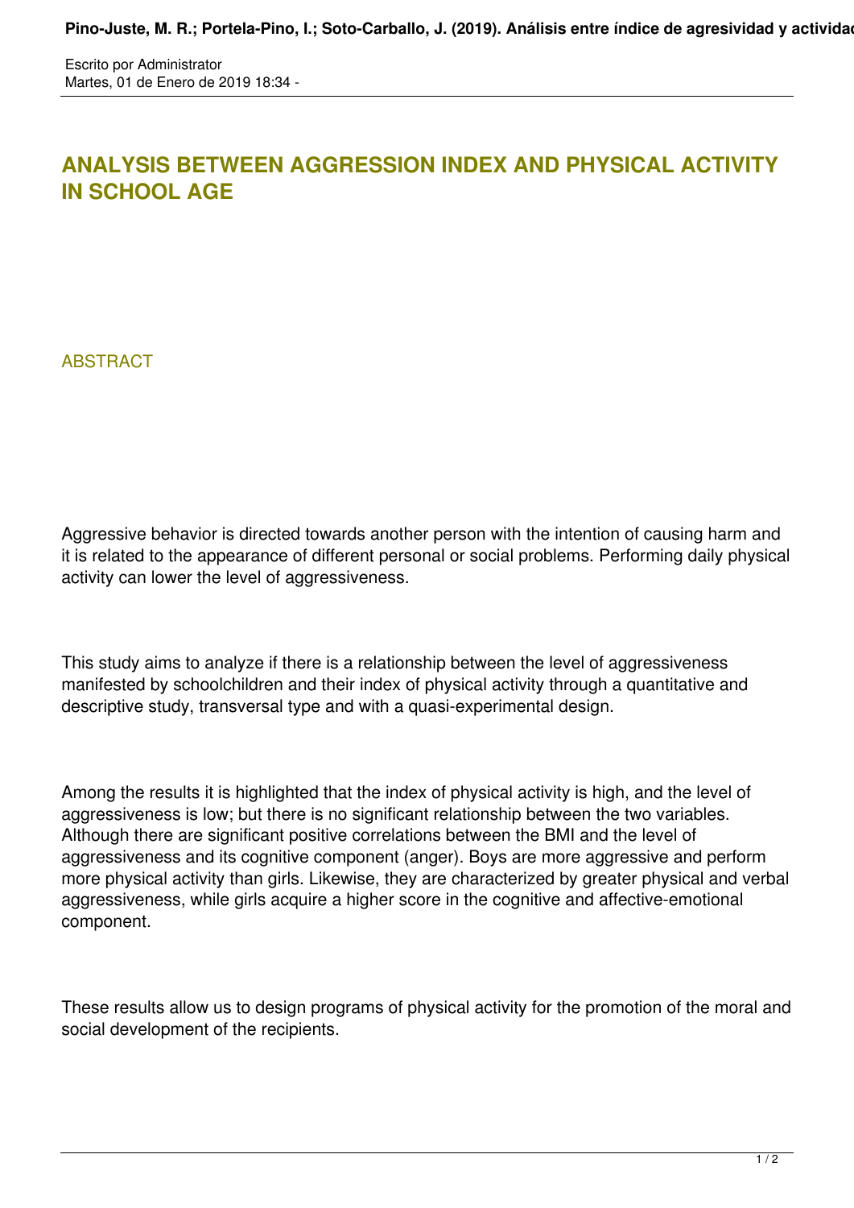# ANALYSIS BETWEEN AGGRESSION INDEX AND PHYSICAL ACTIVITY IN SCHOOL AGE

## ABSTRACT

Aggressive behavior is directed towards another person with the intention of causing harm and it is related to the appearance of different personal or social problems. Performing daily physical activity can lower the level of aggressiveness.

This study aims to analyze if there is a relationship between the level of aggressiveness manifested by schoolchildren and their index of physical activity through a quantitative and descriptive study, transversal type and with a quasi-experimental design.

Among the results it is highlighted that the index of physical activity is high, and the level of aggressiveness is low; but there is no significant relationship between the two variables. Although there are significant positive correlations between the BMI and the level of aggressiveness and its cognitive component (anger). Boys are more aggressive and perform more physical activity than girls. Likewise, they are characterized by greater physical and verbal aggressiveness, while girls acquire a higher score in the cognitive and affective-emotional component.

These results allow us to design programs of physical activity for the promotion of the moral and social development of the recipients.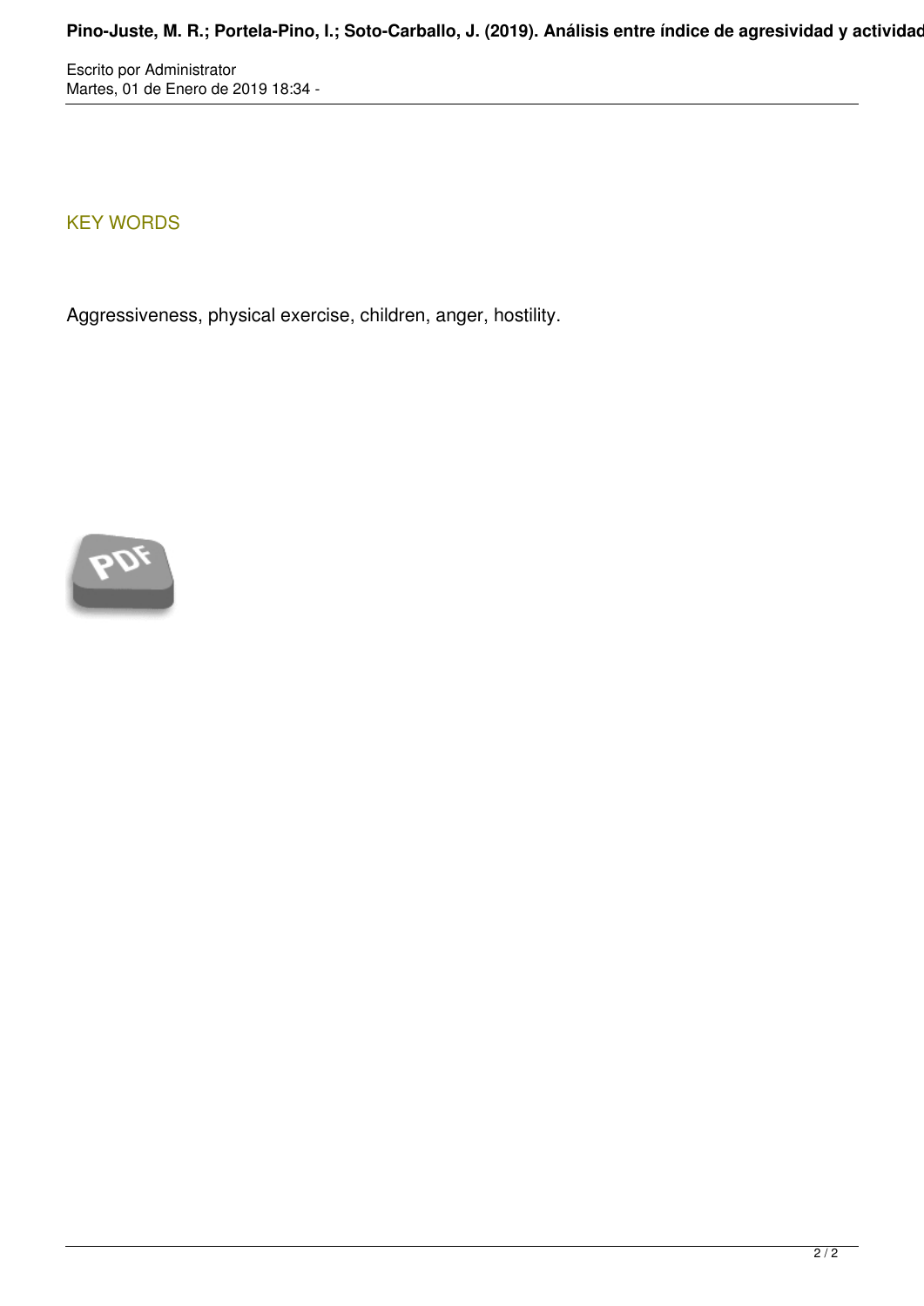## KEY WORDS

Aggressiveness, physical exercise, children, anger, hostility.